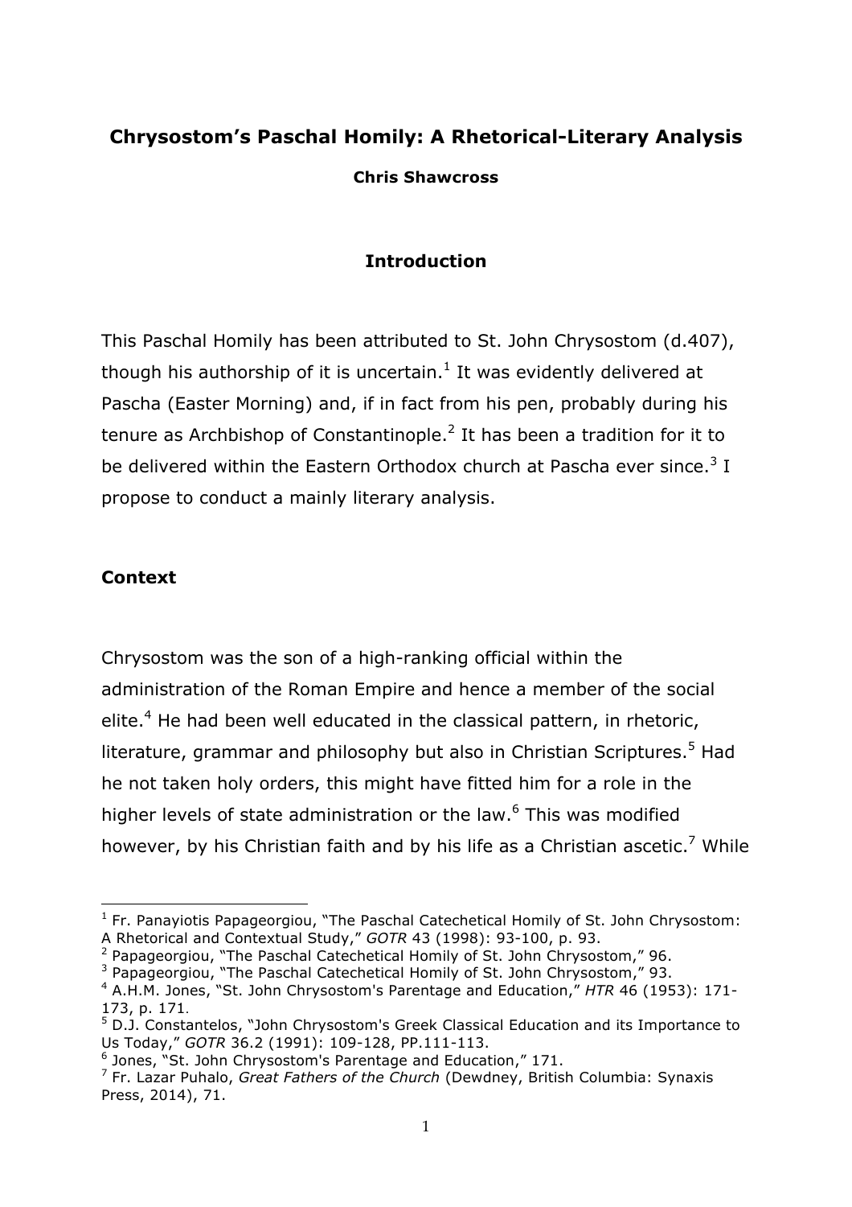# Chrysostom's Paschal Homily: A Rhetorical-Literary Analysis

**Chris Shawcross**

## Introduction

This Paschal Homily has been attributed to St. John Chrysostom (d.407), though his authorship of it is uncertain.[1] It was evidently delivered at Pascha (Easter Morning) and, if in fact from his pen, probably during his tenure as Archbishop of Constantinople.[2] It has been a tradition for it to be delivered within the Eastern Orthodox church at Pascha ever since.[3] I propose to conduct a mainly literary analysis.

## Context

Chrysostom was the son of a high-ranking official within the administration of the Roman Empire and hence a member of the social elite.[4] He had been well educated in the classical pattern, in rhetoric, literature, grammar and philosophy but also in Christian Scriptures.[5] Had he not taken holy orders, this might have fitted him for a role in the higher levels of state administration or the law.[6] This was modified however, by his Christian faith and by his life as a Christian ascetic.[7] While

---

[1] Fr. Panayiotis Papageorgiou, "The Paschal Catechetical Homily of St. John Chrysostom: A Rhetorical and Contextual Study," *GOTR* 43 (1998): 93-100, p. 93.

[2] Papageorgiou, "The Paschal Catechetical Homily of St. John Chrysostom," 96.

[3] Papageorgiou, "The Paschal Catechetical Homily of St. John Chrysostom," 93.

[4] A.H.M. Jones, "St. John Chrysostom's Parentage and Education," *HTR* 46 (1953): 171-173, p. 171.

[5] D.J. Constantelos, "John Chrysostom's Greek Classical Education and its Importance to Us Today," *GOTR* 36.2 (1991): 109-128, PP.111-113.

[6] Jones, "St. John Chrysostom's Parentage and Education," 171.

[7] Fr. Lazar Puhalo, *Great Fathers of the Church* (Dewdney, British Columbia: Synaxis Press, 2014), 71.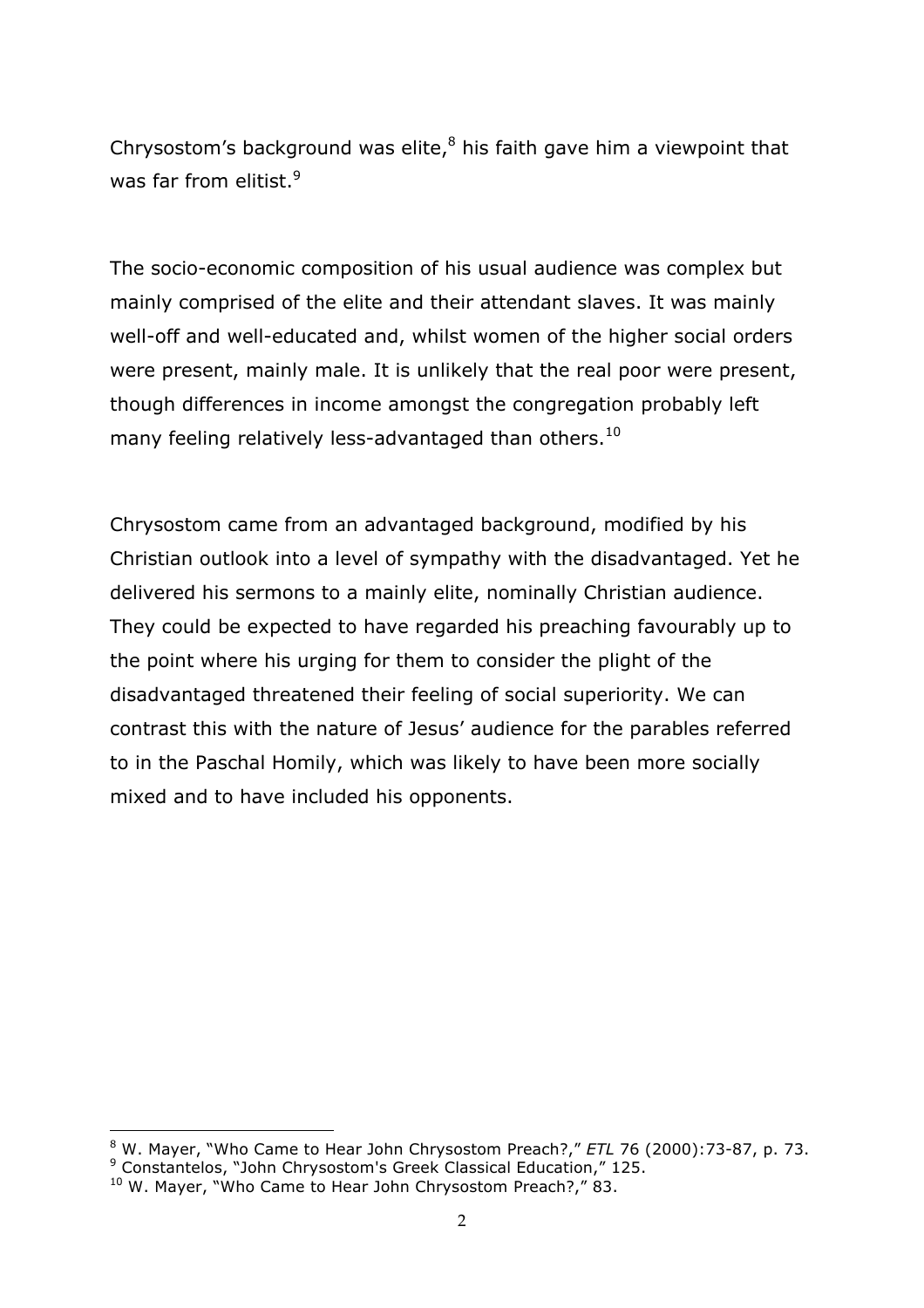Chrysostom's background was elite,[8] his faith gave him a viewpoint that was far from elitist.[9]

The socio-economic composition of his usual audience was complex but mainly comprised of the elite and their attendant slaves. It was mainly well-off and well-educated and, whilst women of the higher social orders were present, mainly male. It is unlikely that the real poor were present, though differences in income amongst the congregation probably left many feeling relatively less-advantaged than others.[10]

Chrysostom came from an advantaged background, modified by his Christian outlook into a level of sympathy with the disadvantaged. Yet he delivered his sermons to a mainly elite, nominally Christian audience. They could be expected to have regarded his preaching favourably up to the point where his urging for them to consider the plight of the disadvantaged threatened their feeling of social superiority. We can contrast this with the nature of Jesus' audience for the parables referred to in the Paschal Homily, which was likely to have been more socially mixed and to have included his opponents.

---

[8] W. Mayer, "Who Came to Hear John Chrysostom Preach?," *ETL* 76 (2000):73-87, p. 73.

[9] Constantelos, "John Chrysostom's Greek Classical Education," 125.

[10] W. Mayer, "Who Came to Hear John Chrysostom Preach?," 83.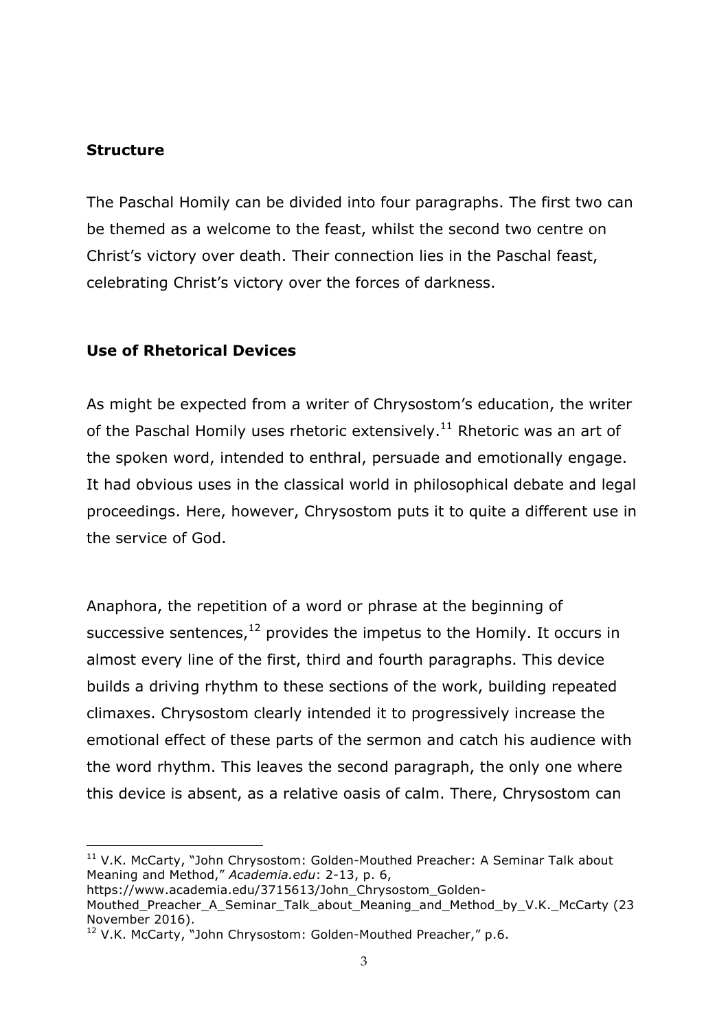**Structure**

The Paschal Homily can be divided into four paragraphs. The first two can be themed as a welcome to the feast, whilst the second two centre on Christ's victory over death. Their connection lies in the Paschal feast, celebrating Christ's victory over the forces of darkness.

**Use of Rhetorical Devices**

As might be expected from a writer of Chrysostom's education, the writer of the Paschal Homily uses rhetoric extensively.[11] Rhetoric was an art of the spoken word, intended to enthral, persuade and emotionally engage. It had obvious uses in the classical world in philosophical debate and legal proceedings. Here, however, Chrysostom puts it to quite a different use in the service of God.

Anaphora, the repetition of a word or phrase at the beginning of successive sentences,[12] provides the impetus to the Homily. It occurs in almost every line of the first, third and fourth paragraphs. This device builds a driving rhythm to these sections of the work, building repeated climaxes. Chrysostom clearly intended it to progressively increase the emotional effect of these parts of the sermon and catch his audience with the word rhythm. This leaves the second paragraph, the only one where this device is absent, as a relative oasis of calm. There, Chrysostom can

[11] V.K. McCarty, "John Chrysostom: Golden-Mouthed Preacher: A Seminar Talk about Meaning and Method," *Academia.edu*: 2-13, p. 6, https://www.academia.edu/3715613/John_Chrysostom_Golden-Mouthed_Preacher_A_Seminar_Talk_about_Meaning_and_Method_by_V.K._McCarty (23 November 2016).

[12] V.K. McCarty, "John Chrysostom: Golden-Mouthed Preacher," p.6.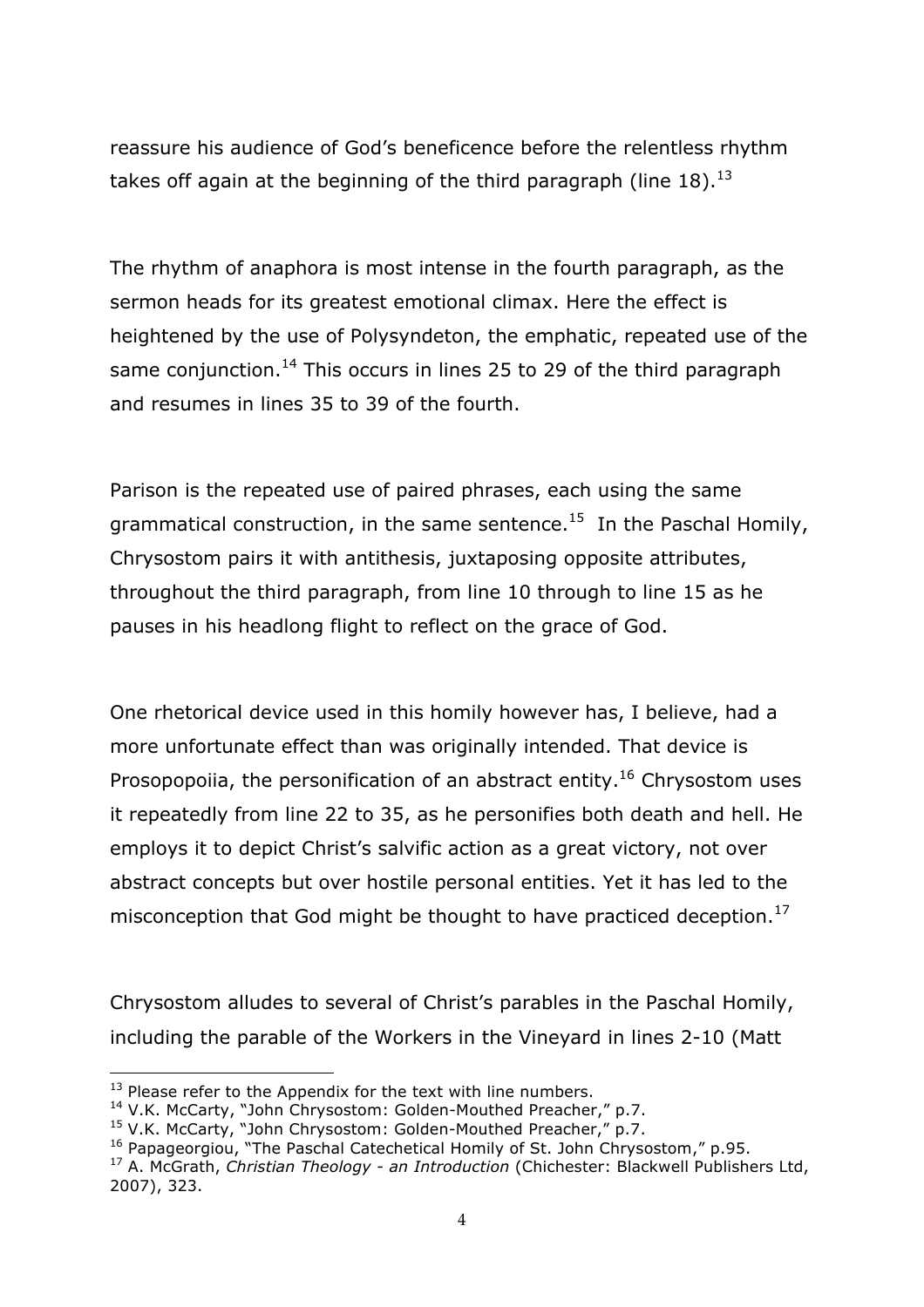reassure his audience of God's beneficence before the relentless rhythm takes off again at the beginning of the third paragraph (line 18).[13]

The rhythm of anaphora is most intense in the fourth paragraph, as the sermon heads for its greatest emotional climax. Here the effect is heightened by the use of Polysyndeton, the emphatic, repeated use of the same conjunction.[14] This occurs in lines 25 to 29 of the third paragraph and resumes in lines 35 to 39 of the fourth.

Parison is the repeated use of paired phrases, each using the same grammatical construction, in the same sentence.[15] In the Paschal Homily, Chrysostom pairs it with antithesis, juxtaposing opposite attributes, throughout the third paragraph, from line 10 through to line 15 as he pauses in his headlong flight to reflect on the grace of God.

One rhetorical device used in this homily however has, I believe, had a more unfortunate effect than was originally intended. That device is Prosopopoiia, the personification of an abstract entity.[16] Chrysostom uses it repeatedly from line 22 to 35, as he personifies both death and hell. He employs it to depict Christ's salvific action as a great victory, not over abstract concepts but over hostile personal entities. Yet it has led to the misconception that God might be thought to have practiced deception.[17]

Chrysostom alludes to several of Christ's parables in the Paschal Homily, including the parable of the Workers in the Vineyard in lines 2-10 (Matt

---

[13] Please refer to the Appendix for the text with line numbers.

[14] V.K. McCarty, "John Chrysostom: Golden-Mouthed Preacher," p.7.

[15] V.K. McCarty, "John Chrysostom: Golden-Mouthed Preacher," p.7.

[16] Papageorgiou, "The Paschal Catechetical Homily of St. John Chrysostom," p.95.

[17] A. McGrath, *Christian Theology - an Introduction* (Chichester: Blackwell Publishers Ltd, 2007), 323.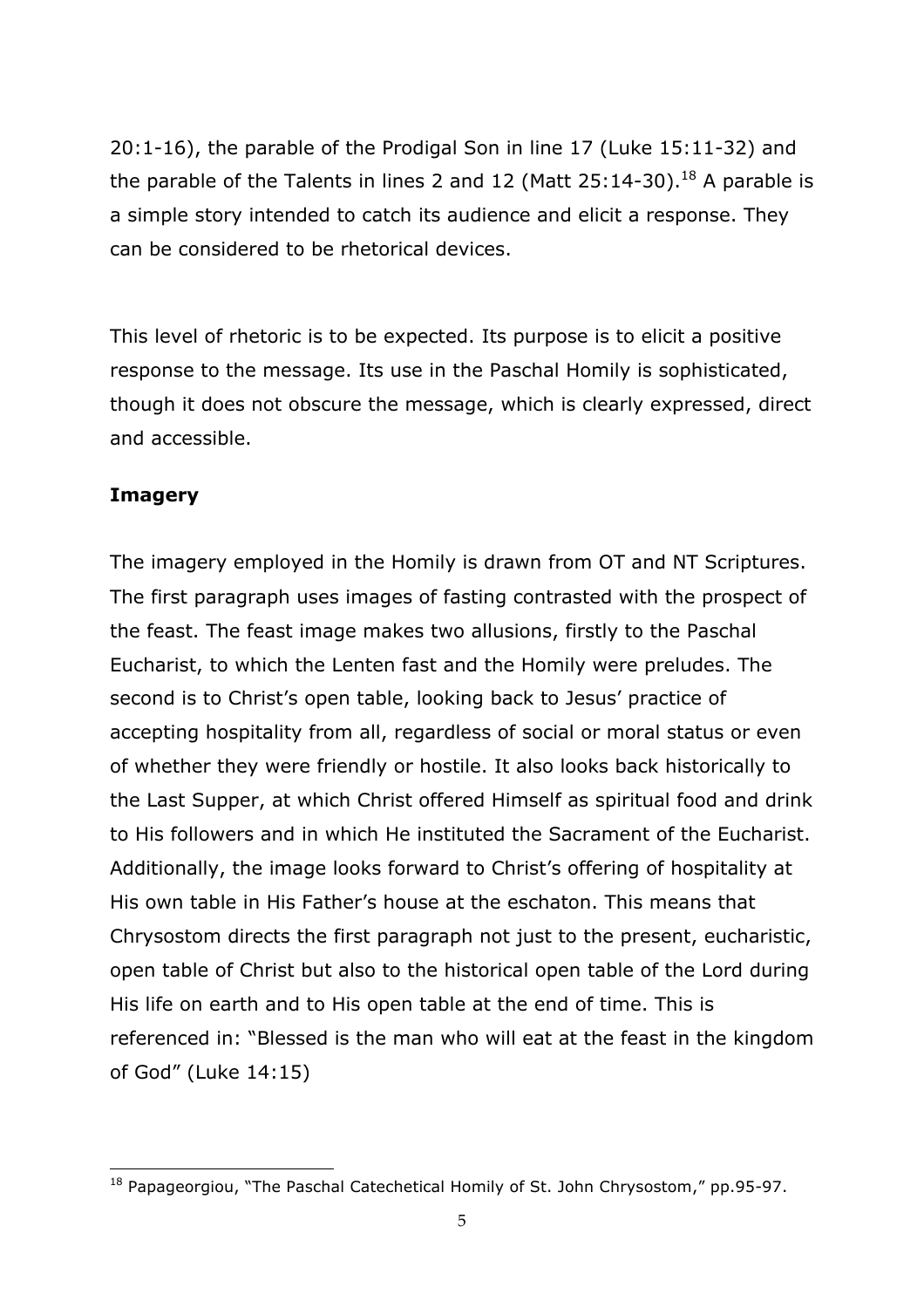20:1-16), the parable of the Prodigal Son in line 17 (Luke 15:11-32) and the parable of the Talents in lines 2 and 12 (Matt 25:14-30).[18] A parable is a simple story intended to catch its audience and elicit a response. They can be considered to be rhetorical devices.

This level of rhetoric is to be expected. Its purpose is to elicit a positive response to the message. Its use in the Paschal Homily is sophisticated, though it does not obscure the message, which is clearly expressed, direct and accessible.

**Imagery**

The imagery employed in the Homily is drawn from OT and NT Scriptures. The first paragraph uses images of fasting contrasted with the prospect of the feast. The feast image makes two allusions, firstly to the Paschal Eucharist, to which the Lenten fast and the Homily were preludes. The second is to Christ's open table, looking back to Jesus' practice of accepting hospitality from all, regardless of social or moral status or even of whether they were friendly or hostile. It also looks back historically to the Last Supper, at which Christ offered Himself as spiritual food and drink to His followers and in which He instituted the Sacrament of the Eucharist. Additionally, the image looks forward to Christ's offering of hospitality at His own table in His Father's house at the eschaton. This means that Chrysostom directs the first paragraph not just to the present, eucharistic, open table of Christ but also to the historical open table of the Lord during His life on earth and to His open table at the end of time. This is referenced in: "Blessed is the man who will eat at the feast in the kingdom of God" (Luke 14:15)

---

[18] Papageorgiou, "The Paschal Catechetical Homily of St. John Chrysostom," pp.95-97.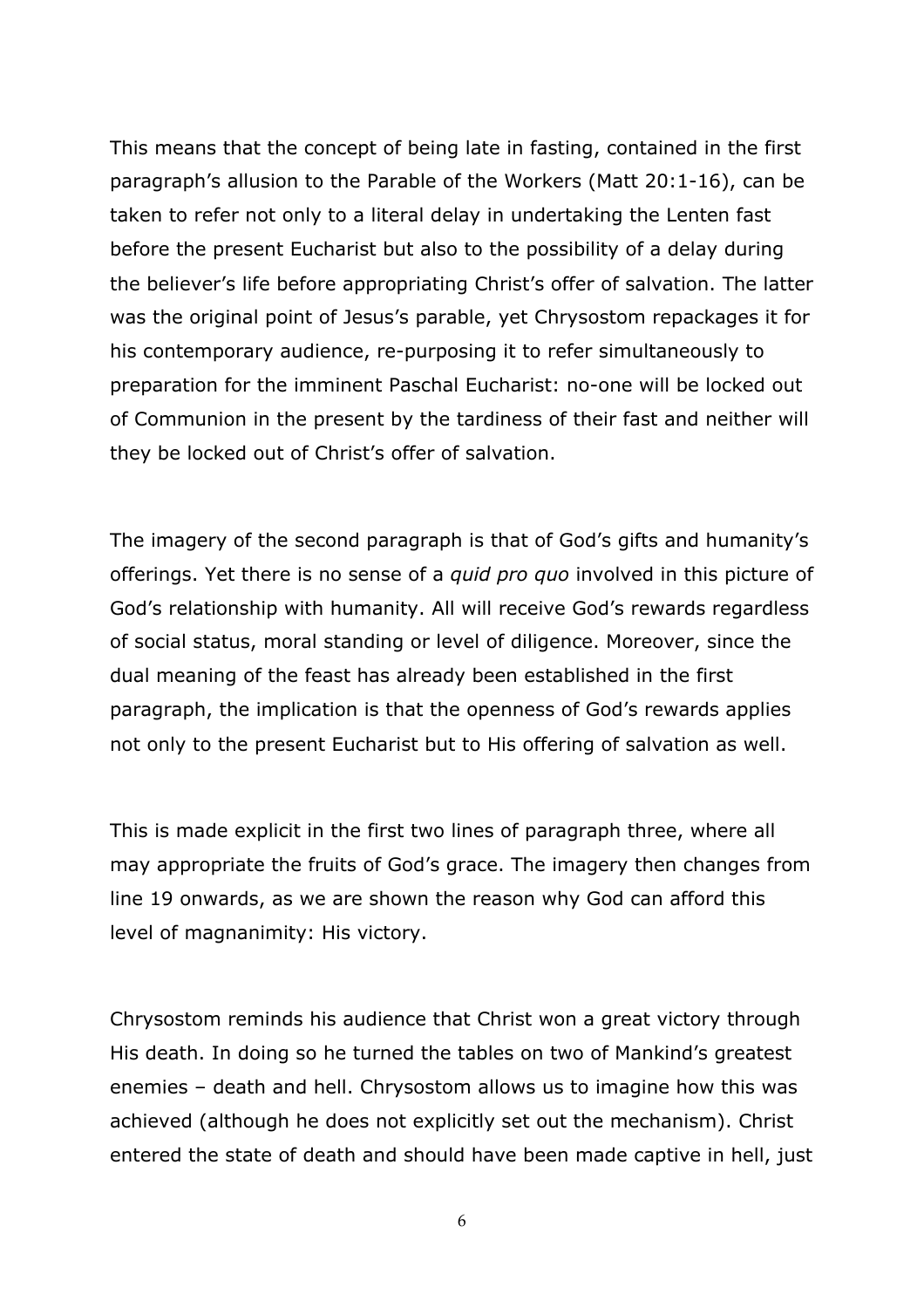This means that the concept of being late in fasting, contained in the first paragraph's allusion to the Parable of the Workers (Matt 20:1-16), can be taken to refer not only to a literal delay in undertaking the Lenten fast before the present Eucharist but also to the possibility of a delay during the believer's life before appropriating Christ's offer of salvation. The latter was the original point of Jesus's parable, yet Chrysostom repackages it for his contemporary audience, re-purposing it to refer simultaneously to preparation for the imminent Paschal Eucharist: no-one will be locked out of Communion in the present by the tardiness of their fast and neither will they be locked out of Christ's offer of salvation.

The imagery of the second paragraph is that of God's gifts and humanity's offerings. Yet there is no sense of a *quid pro quo* involved in this picture of God's relationship with humanity. All will receive God's rewards regardless of social status, moral standing or level of diligence. Moreover, since the dual meaning of the feast has already been established in the first paragraph, the implication is that the openness of God's rewards applies not only to the present Eucharist but to His offering of salvation as well.

This is made explicit in the first two lines of paragraph three, where all may appropriate the fruits of God's grace. The imagery then changes from line 19 onwards, as we are shown the reason why God can afford this level of magnanimity: His victory.

Chrysostom reminds his audience that Christ won a great victory through His death. In doing so he turned the tables on two of Mankind's greatest enemies – death and hell. Chrysostom allows us to imagine how this was achieved (although he does not explicitly set out the mechanism). Christ entered the state of death and should have been made captive in hell, just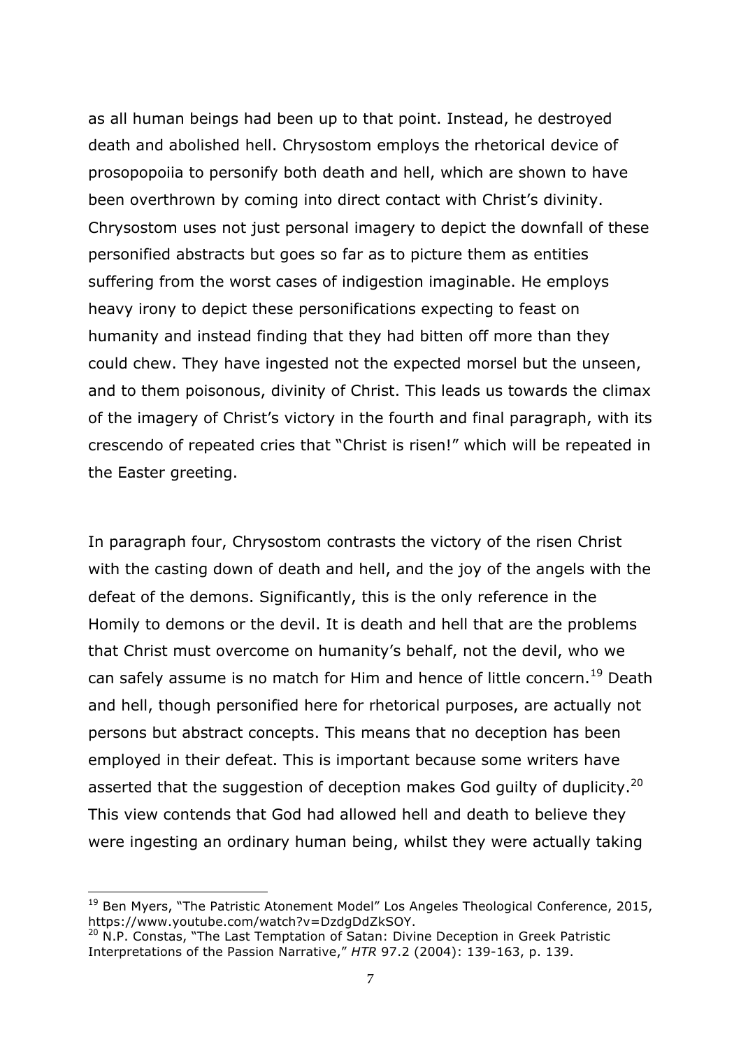as all human beings had been up to that point. Instead, he destroyed death and abolished hell. Chrysostom employs the rhetorical device of prosopopoiia to personify both death and hell, which are shown to have been overthrown by coming into direct contact with Christ's divinity. Chrysostom uses not just personal imagery to depict the downfall of these personified abstracts but goes so far as to picture them as entities suffering from the worst cases of indigestion imaginable. He employs heavy irony to depict these personifications expecting to feast on humanity and instead finding that they had bitten off more than they could chew. They have ingested not the expected morsel but the unseen, and to them poisonous, divinity of Christ. This leads us towards the climax of the imagery of Christ's victory in the fourth and final paragraph, with its crescendo of repeated cries that "Christ is risen!" which will be repeated in the Easter greeting.

In paragraph four, Chrysostom contrasts the victory of the risen Christ with the casting down of death and hell, and the joy of the angels with the defeat of the demons. Significantly, this is the only reference in the Homily to demons or the devil. It is death and hell that are the problems that Christ must overcome on humanity's behalf, not the devil, who we can safely assume is no match for Him and hence of little concern.[19] Death and hell, though personified here for rhetorical purposes, are actually not persons but abstract concepts. This means that no deception has been employed in their defeat. This is important because some writers have asserted that the suggestion of deception makes God guilty of duplicity.[20] This view contends that God had allowed hell and death to believe they were ingesting an ordinary human being, whilst they were actually taking

---

[19] Ben Myers, "The Patristic Atonement Model" Los Angeles Theological Conference, 2015, https://www.youtube.com/watch?v=DzdgDdZkSOY.

[20] N.P. Constas, "The Last Temptation of Satan: Divine Deception in Greek Patristic Interpretations of the Passion Narrative," *HTR* 97.2 (2004): 139-163, p. 139.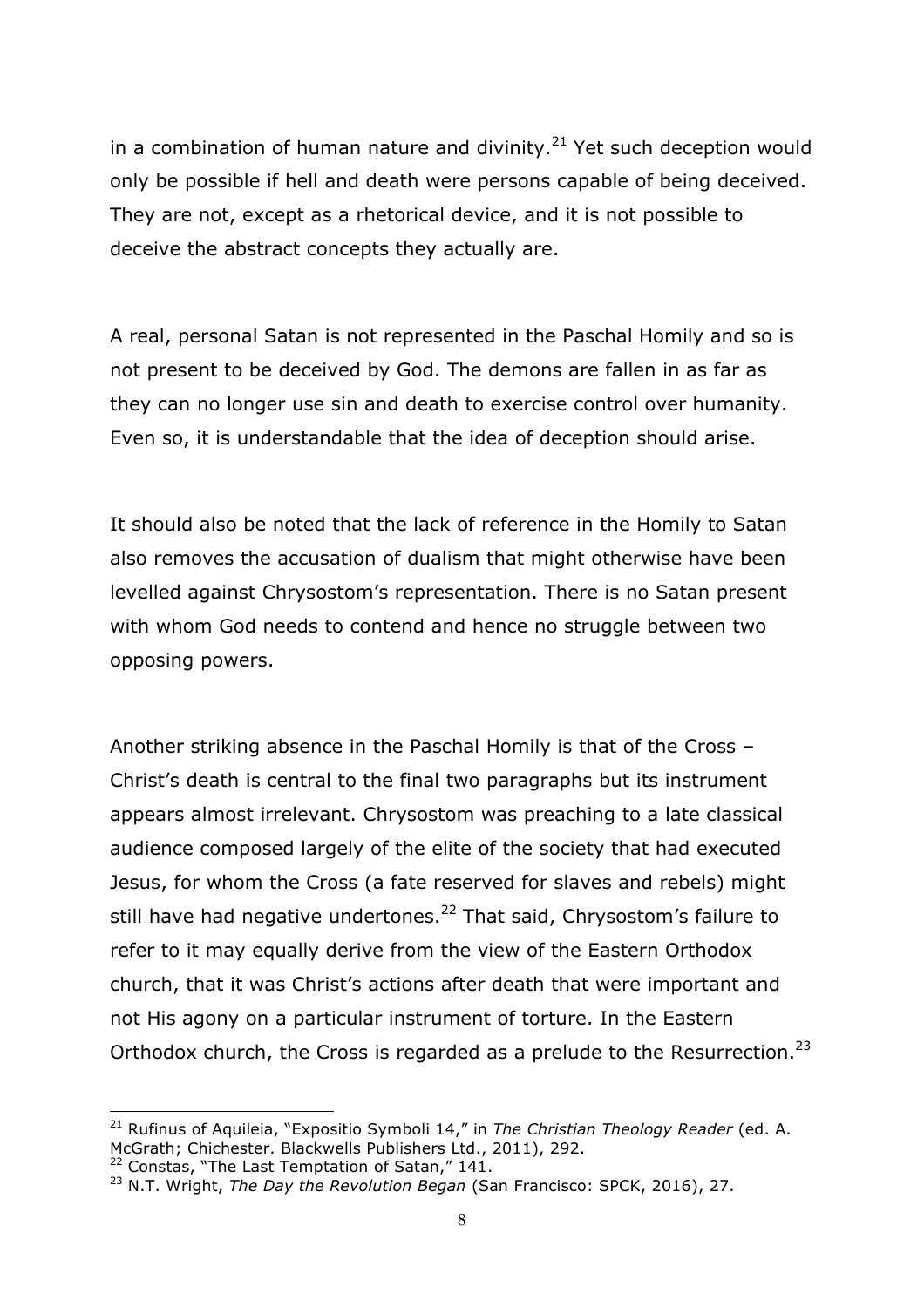in a combination of human nature and divinity.[21] Yet such deception would only be possible if hell and death were persons capable of being deceived. They are not, except as a rhetorical device, and it is not possible to deceive the abstract concepts they actually are.

A real, personal Satan is not represented in the Paschal Homily and so is not present to be deceived by God. The demons are fallen in as far as they can no longer use sin and death to exercise control over humanity. Even so, it is understandable that the idea of deception should arise.

It should also be noted that the lack of reference in the Homily to Satan also removes the accusation of dualism that might otherwise have been levelled against Chrysostom's representation. There is no Satan present with whom God needs to contend and hence no struggle between two opposing powers.

Another striking absence in the Paschal Homily is that of the Cross – Christ's death is central to the final two paragraphs but its instrument appears almost irrelevant. Chrysostom was preaching to a late classical audience composed largely of the elite of the society that had executed Jesus, for whom the Cross (a fate reserved for slaves and rebels) might still have had negative undertones.[22] That said, Chrysostom's failure to refer to it may equally derive from the view of the Eastern Orthodox church, that it was Christ's actions after death that were important and not His agony on a particular instrument of torture. In the Eastern Orthodox church, the Cross is regarded as a prelude to the Resurrection.[23]

---

[21] Rufinus of Aquileia, "Expositio Symboli 14," in *The Christian Theology Reader* (ed. A. McGrath; Chichester. Blackwells Publishers Ltd., 2011), 292.

[22] Constas, "The Last Temptation of Satan," 141.

[23] N.T. Wright, *The Day the Revolution Began* (San Francisco: SPCK, 2016), 27.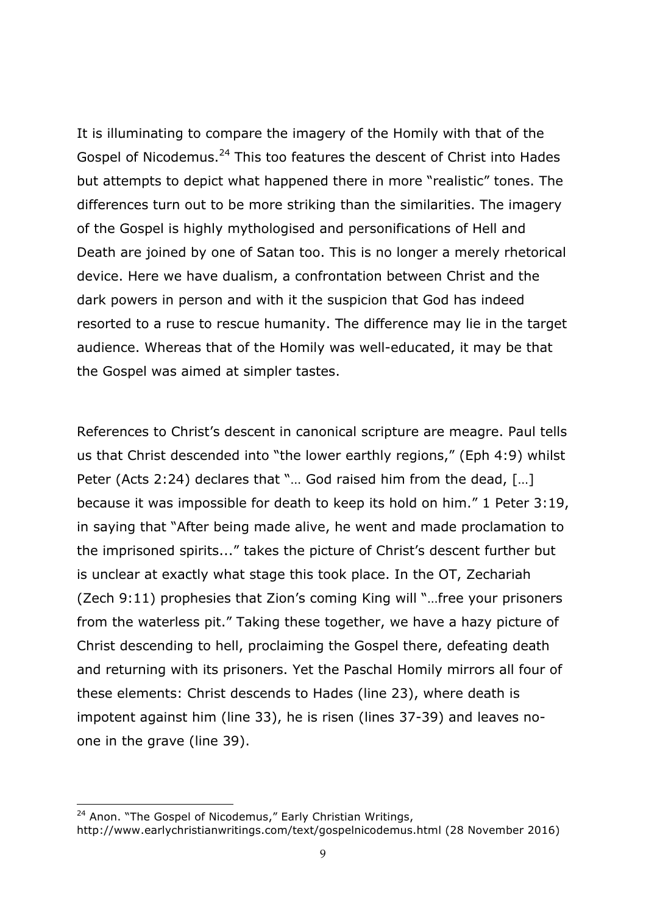It is illuminating to compare the imagery of the Homily with that of the Gospel of Nicodemus.[24] This too features the descent of Christ into Hades but attempts to depict what happened there in more "realistic" tones. The differences turn out to be more striking than the similarities. The imagery of the Gospel is highly mythologised and personifications of Hell and Death are joined by one of Satan too. This is no longer a merely rhetorical device. Here we have dualism, a confrontation between Christ and the dark powers in person and with it the suspicion that God has indeed resorted to a ruse to rescue humanity. The difference may lie in the target audience. Whereas that of the Homily was well-educated, it may be that the Gospel was aimed at simpler tastes.

References to Christ's descent in canonical scripture are meagre. Paul tells us that Christ descended into "the lower earthly regions," (Eph 4:9) whilst Peter (Acts 2:24) declares that "… God raised him from the dead, […] because it was impossible for death to keep its hold on him." 1 Peter 3:19, in saying that "After being made alive, he went and made proclamation to the imprisoned spirits..." takes the picture of Christ's descent further but is unclear at exactly what stage this took place. In the OT, Zechariah (Zech 9:11) prophesies that Zion's coming King will "…free your prisoners from the waterless pit." Taking these together, we have a hazy picture of Christ descending to hell, proclaiming the Gospel there, defeating death and returning with its prisoners. Yet the Paschal Homily mirrors all four of these elements: Christ descends to Hades (line 23), where death is impotent against him (line 33), he is risen (lines 37-39) and leaves no-one in the grave (line 39).

---

[24] Anon. "The Gospel of Nicodemus," Early Christian Writings, http://www.earlychristianwritings.com/text/gospelnicodemus.html (28 November 2016)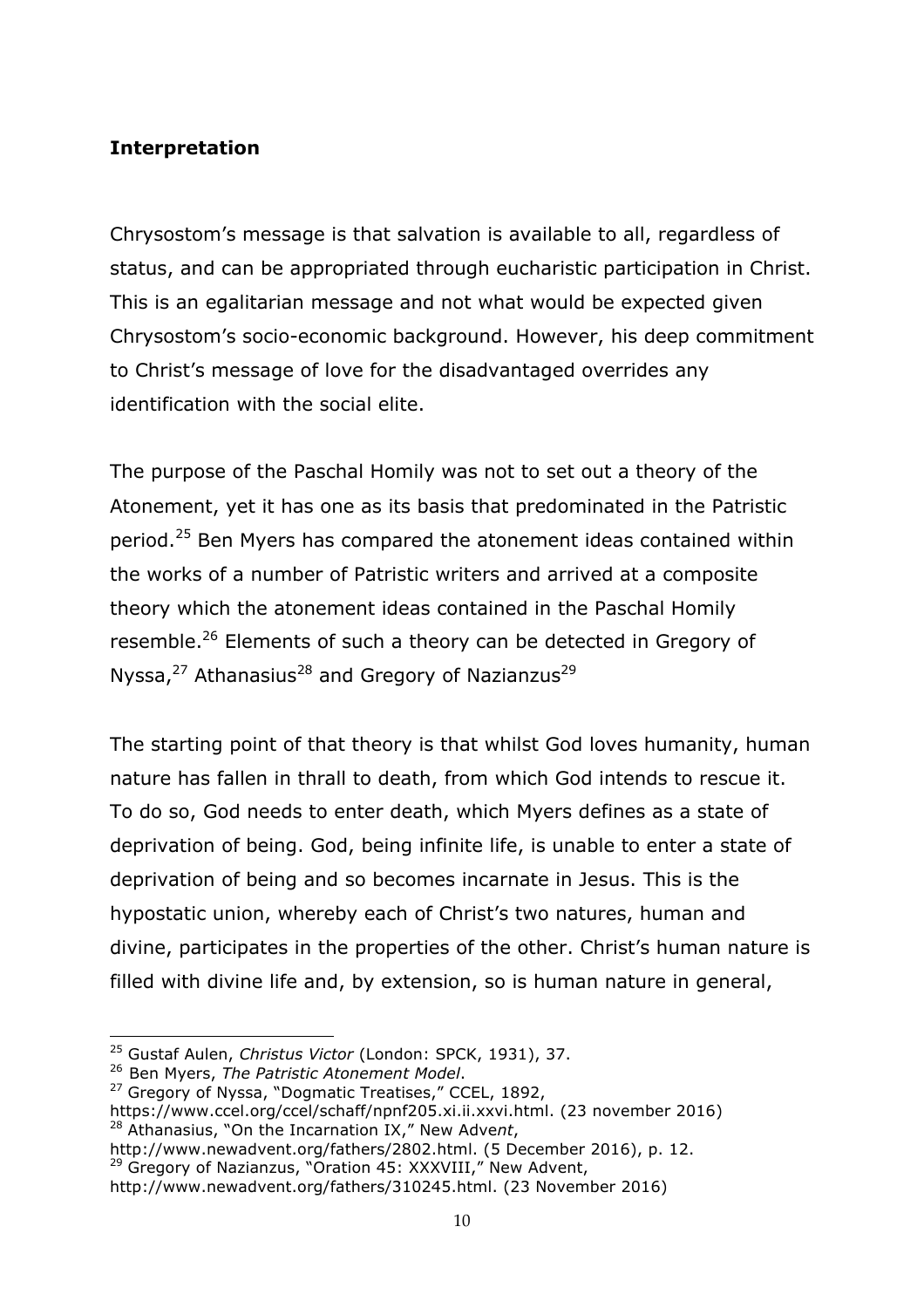## Interpretation

Chrysostom's message is that salvation is available to all, regardless of status, and can be appropriated through eucharistic participation in Christ. This is an egalitarian message and not what would be expected given Chrysostom's socio-economic background. However, his deep commitment to Christ's message of love for the disadvantaged overrides any identification with the social elite.

The purpose of the Paschal Homily was not to set out a theory of the Atonement, yet it has one as its basis that predominated in the Patristic period.[25] Ben Myers has compared the atonement ideas contained within the works of a number of Patristic writers and arrived at a composite theory which the atonement ideas contained in the Paschal Homily resemble.[26] Elements of such a theory can be detected in Gregory of Nyssa,[27] Athanasius[28] and Gregory of Nazianzus[29]

The starting point of that theory is that whilst God loves humanity, human nature has fallen in thrall to death, from which God intends to rescue it. To do so, God needs to enter death, which Myers defines as a state of deprivation of being. God, being infinite life, is unable to enter a state of deprivation of being and so becomes incarnate in Jesus. This is the hypostatic union, whereby each of Christ's two natures, human and divine, participates in the properties of the other. Christ's human nature is filled with divine life and, by extension, so is human nature in general,

---

[25] Gustaf Aulen, *Christus Victor* (London: SPCK, 1931), 37.

[26] Ben Myers, *The Patristic Atonement Model*.

[27] Gregory of Nyssa, "Dogmatic Treatises," CCEL, 1892, https://www.ccel.org/ccel/schaff/npnf205.xi.ii.xxvi.html. (23 november 2016)

[28] Athanasius, "On the Incarnation IX," New Adve*nt*, http://www.newadvent.org/fathers/2802.html. (5 December 2016), p. 12.

[29] Gregory of Nazianzus, "Oration 45: XXXVIII," New Advent, http://www.newadvent.org/fathers/310245.html. (23 November 2016)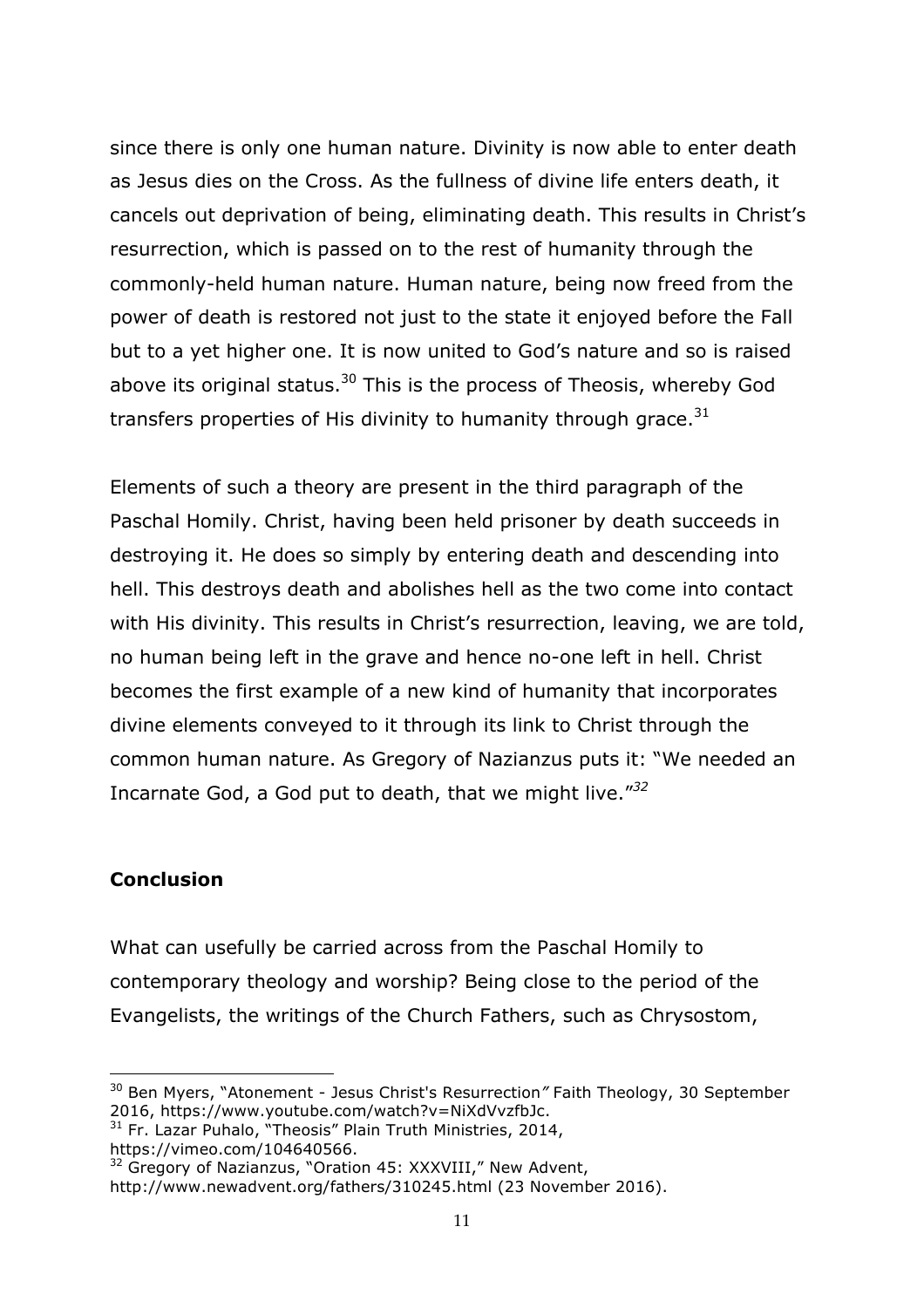since there is only one human nature. Divinity is now able to enter death as Jesus dies on the Cross. As the fullness of divine life enters death, it cancels out deprivation of being, eliminating death. This results in Christ's resurrection, which is passed on to the rest of humanity through the commonly-held human nature. Human nature, being now freed from the power of death is restored not just to the state it enjoyed before the Fall but to a yet higher one. It is now united to God's nature and so is raised above its original status.[30] This is the process of Theosis, whereby God transfers properties of His divinity to humanity through grace.[31]

Elements of such a theory are present in the third paragraph of the Paschal Homily. Christ, having been held prisoner by death succeeds in destroying it. He does so simply by entering death and descending into hell. This destroys death and abolishes hell as the two come into contact with His divinity. This results in Christ's resurrection, leaving, we are told, no human being left in the grave and hence no-one left in hell. Christ becomes the first example of a new kind of humanity that incorporates divine elements conveyed to it through its link to Christ through the common human nature. As Gregory of Nazianzus puts it: "We needed an Incarnate God, a God put to death, that we might live."[32]

## Conclusion

What can usefully be carried across from the Paschal Homily to contemporary theology and worship? Being close to the period of the Evangelists, the writings of the Church Fathers, such as Chrysostom,

---

[30] Ben Myers, "Atonement - Jesus Christ's Resurrection" Faith Theology, 30 September 2016, https://www.youtube.com/watch?v=NiXdVvzfbJc.

[31] Fr. Lazar Puhalo, "Theosis" Plain Truth Ministries, 2014, https://vimeo.com/104640566.

[32] Gregory of Nazianzus, "Oration 45: XXXVIII," New Advent, http://www.newadvent.org/fathers/310245.html (23 November 2016).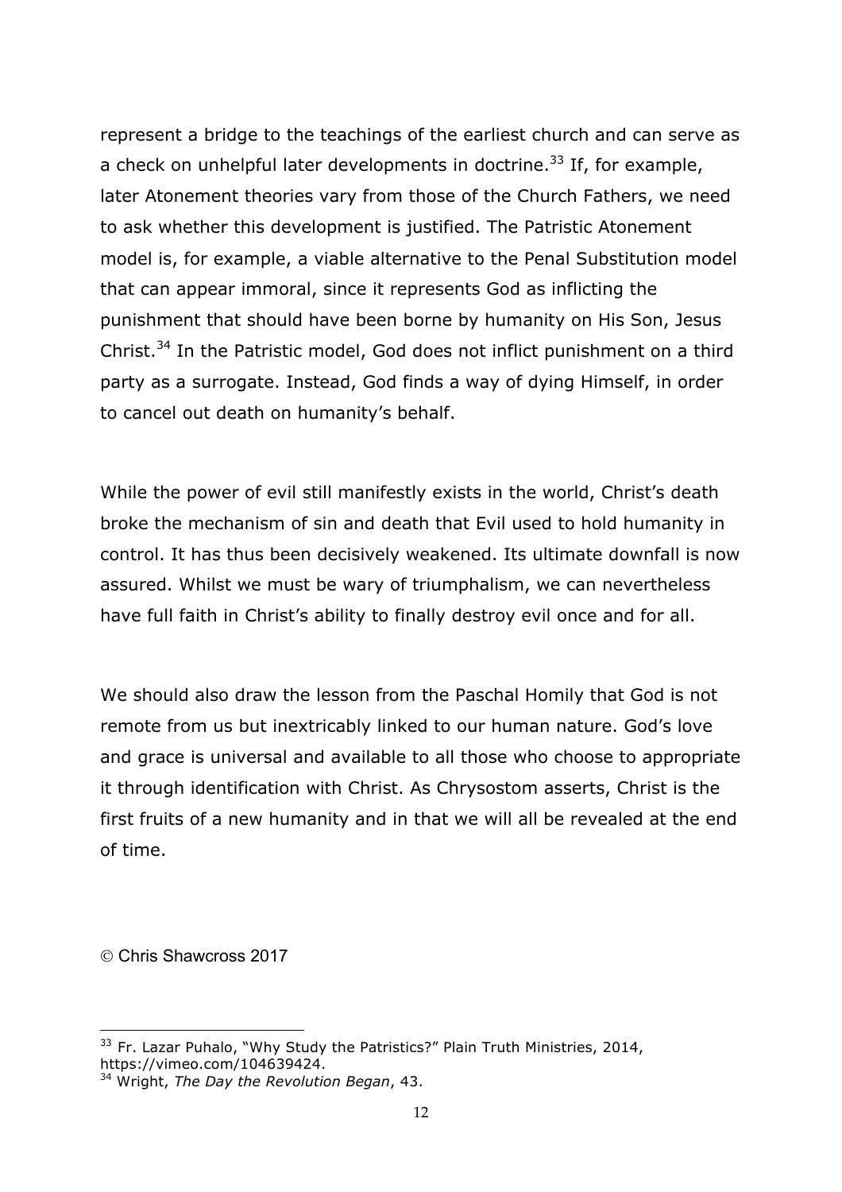represent a bridge to the teachings of the earliest church and can serve as a check on unhelpful later developments in doctrine.[33] If, for example, later Atonement theories vary from those of the Church Fathers, we need to ask whether this development is justified. The Patristic Atonement model is, for example, a viable alternative to the Penal Substitution model that can appear immoral, since it represents God as inflicting the punishment that should have been borne by humanity on His Son, Jesus Christ.[34] In the Patristic model, God does not inflict punishment on a third party as a surrogate. Instead, God finds a way of dying Himself, in order to cancel out death on humanity's behalf.

While the power of evil still manifestly exists in the world, Christ's death broke the mechanism of sin and death that Evil used to hold humanity in control. It has thus been decisively weakened. Its ultimate downfall is now assured. Whilst we must be wary of triumphalism, we can nevertheless have full faith in Christ's ability to finally destroy evil once and for all.

We should also draw the lesson from the Paschal Homily that God is not remote from us but inextricably linked to our human nature. God's love and grace is universal and available to all those who choose to appropriate it through identification with Christ. As Chrysostom asserts, Christ is the first fruits of a new humanity and in that we will all be revealed at the end of time.

© Chris Shawcross 2017

---

[33] Fr. Lazar Puhalo, "Why Study the Patristics?" Plain Truth Ministries, 2014, https://vimeo.com/104639424.

[34] Wright, *The Day the Revolution Began*, 43.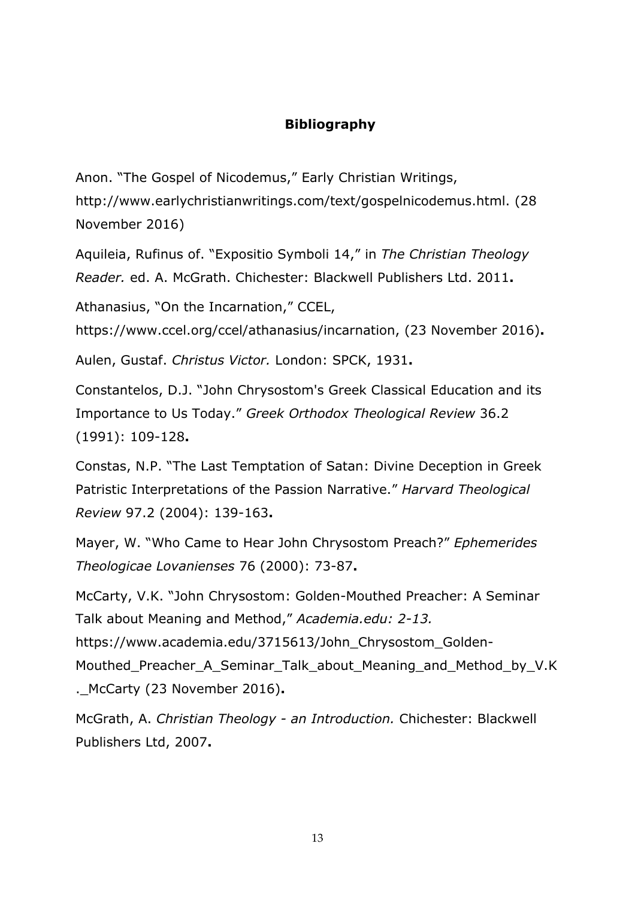## Bibliography

Anon. "The Gospel of Nicodemus," Early Christian Writings, http://www.earlychristianwritings.com/text/gospelnicodemus.html. (28 November 2016)

Aquileia, Rufinus of. "Expositio Symboli 14," in *The Christian Theology Reader.* ed. A. McGrath. Chichester: Blackwell Publishers Ltd. 2011**.**

Athanasius, "On the Incarnation," CCEL, https://www.ccel.org/ccel/athanasius/incarnation, (23 November 2016)**.**

Aulen, Gustaf. *Christus Victor.* London: SPCK, 1931**.**

Constantelos, D.J. "John Chrysostom's Greek Classical Education and its Importance to Us Today." *Greek Orthodox Theological Review* 36.2 (1991): 109-128**.**

Constas, N.P. "The Last Temptation of Satan: Divine Deception in Greek Patristic Interpretations of the Passion Narrative." *Harvard Theological Review* 97.2 (2004): 139-163**.**

Mayer, W. "Who Came to Hear John Chrysostom Preach?" *Ephemerides Theologicae Lovanienses* 76 (2000): 73-87**.**

McCarty, V.K. "John Chrysostom: Golden-Mouthed Preacher: A Seminar Talk about Meaning and Method," *Academia.edu: 2-13.* https://www.academia.edu/3715613/John_Chrysostom_Golden-Mouthed_Preacher_A_Seminar_Talk_about_Meaning_and_Method_by_V.K._McCarty (23 November 2016)**.**

McGrath, A. *Christian Theology - an Introduction.* Chichester: Blackwell Publishers Ltd, 2007**.**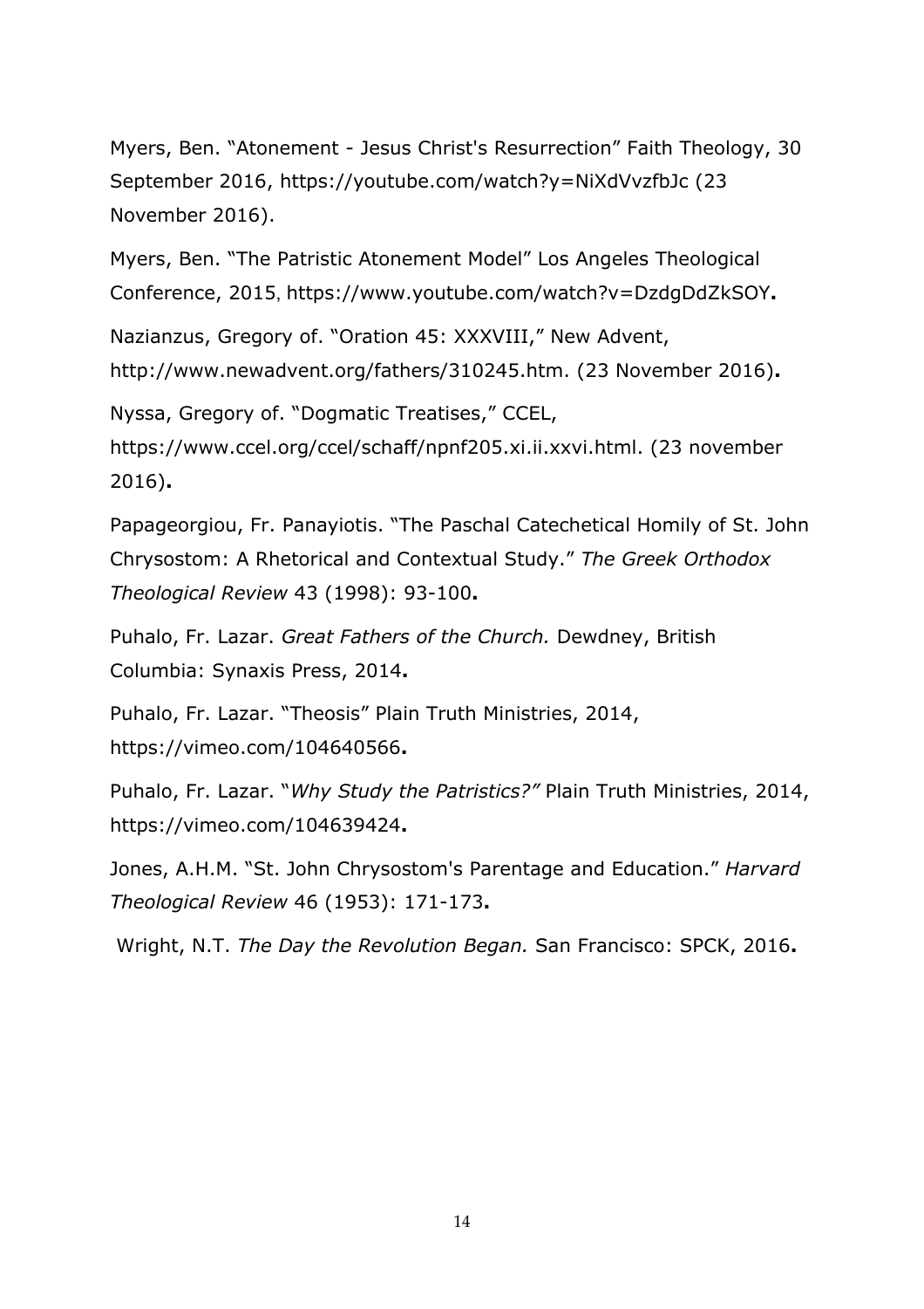Myers, Ben. "Atonement - Jesus Christ's Resurrection" Faith Theology, 30 September 2016, https://youtube.com/watch?y=NiXdVvzfbJc (23 November 2016).

Myers, Ben. "The Patristic Atonement Model" Los Angeles Theological Conference, 2015, https://www.youtube.com/watch?v=DzdgDdZkSOY**.**

Nazianzus, Gregory of. "Oration 45: XXXVIII," New Advent, http://www.newadvent.org/fathers/310245.htm. (23 November 2016)**.**

Nyssa, Gregory of. "Dogmatic Treatises," CCEL, https://www.ccel.org/ccel/schaff/npnf205.xi.ii.xxvi.html. (23 november 2016)**.**

Papageorgiou, Fr. Panayiotis. "The Paschal Catechetical Homily of St. John Chrysostom: A Rhetorical and Contextual Study." *The Greek Orthodox Theological Review* 43 (1998): 93-100**.**

Puhalo, Fr. Lazar. *Great Fathers of the Church.* Dewdney, British Columbia: Synaxis Press, 2014**.**

Puhalo, Fr. Lazar. "Theosis" Plain Truth Ministries, 2014, https://vimeo.com/104640566**.**

Puhalo, Fr. Lazar. "*Why Study the Patristics?"* Plain Truth Ministries, 2014, https://vimeo.com/104639424**.**

Jones, A.H.M. "St. John Chrysostom's Parentage and Education." *Harvard Theological Review* 46 (1953): 171-173**.**

Wright, N.T. *The Day the Revolution Began.* San Francisco: SPCK, 2016**.**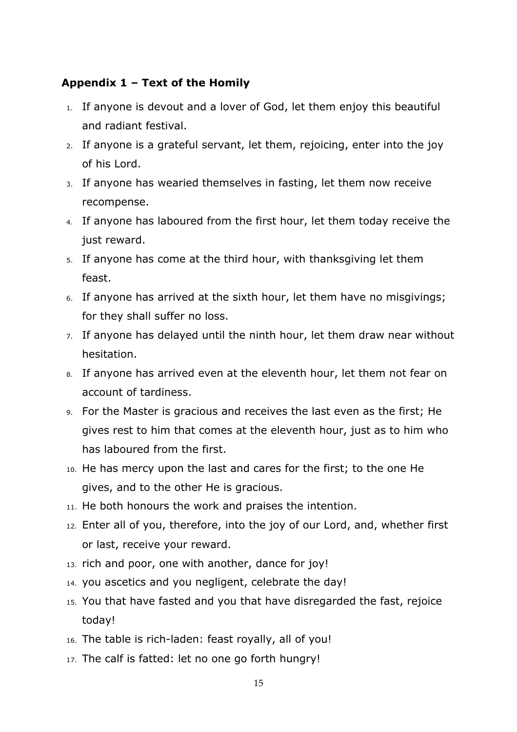### Appendix 1 – Text of the Homily

1. If anyone is devout and a lover of God, let them enjoy this beautiful and radiant festival.
2. If anyone is a grateful servant, let them, rejoicing, enter into the joy of his Lord.
3. If anyone has wearied themselves in fasting, let them now receive recompense.
4. If anyone has laboured from the first hour, let them today receive the just reward.
5. If anyone has come at the third hour, with thanksgiving let them feast.
6. If anyone has arrived at the sixth hour, let them have no misgivings; for they shall suffer no loss.
7. If anyone has delayed until the ninth hour, let them draw near without hesitation.
8. If anyone has arrived even at the eleventh hour, let them not fear on account of tardiness.
9. For the Master is gracious and receives the last even as the first; He gives rest to him that comes at the eleventh hour, just as to him who has laboured from the first.
10. He has mercy upon the last and cares for the first; to the one He gives, and to the other He is gracious.
11. He both honours the work and praises the intention.
12. Enter all of you, therefore, into the joy of our Lord, and, whether first or last, receive your reward.
13. rich and poor, one with another, dance for joy!
14. you ascetics and you negligent, celebrate the day!
15. You that have fasted and you that have disregarded the fast, rejoice today!
16. The table is rich-laden: feast royally, all of you!
17. The calf is fatted: let no one go forth hungry!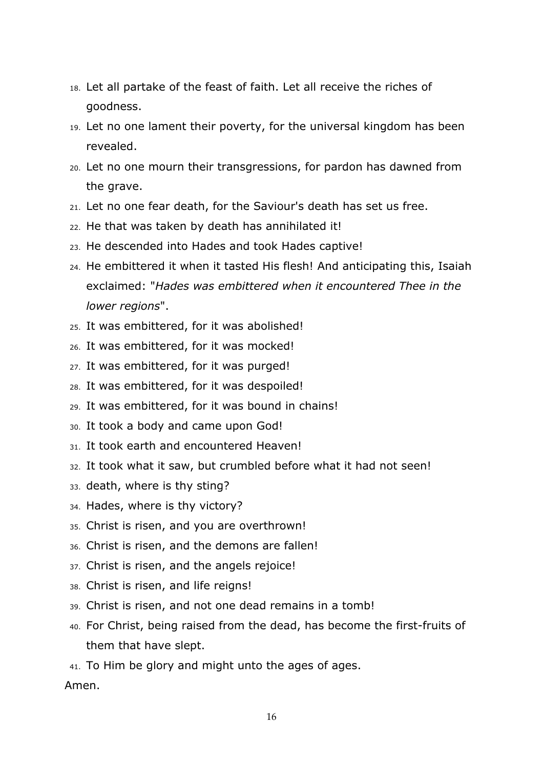18. Let all partake of the feast of faith. Let all receive the riches of goodness.
19. Let no one lament their poverty, for the universal kingdom has been revealed.
20. Let no one mourn their transgressions, for pardon has dawned from the grave.
21. Let no one fear death, for the Saviour's death has set us free.
22. He that was taken by death has annihilated it!
23. He descended into Hades and took Hades captive!
24. He embittered it when it tasted His flesh! And anticipating this, Isaiah exclaimed: "*Hades was embittered when it encountered Thee in the lower regions*".
25. It was embittered, for it was abolished!
26. It was embittered, for it was mocked!
27. It was embittered, for it was purged!
28. It was embittered, for it was despoiled!
29. It was embittered, for it was bound in chains!
30. It took a body and came upon God!
31. It took earth and encountered Heaven!
32. It took what it saw, but crumbled before what it had not seen!
33. death, where is thy sting?
34. Hades, where is thy victory?
35. Christ is risen, and you are overthrown!
36. Christ is risen, and the demons are fallen!
37. Christ is risen, and the angels rejoice!
38. Christ is risen, and life reigns!
39. Christ is risen, and not one dead remains in a tomb!
40. For Christ, being raised from the dead, has become the first-fruits of them that have slept.
41. To Him be glory and might unto the ages of ages.

Amen.